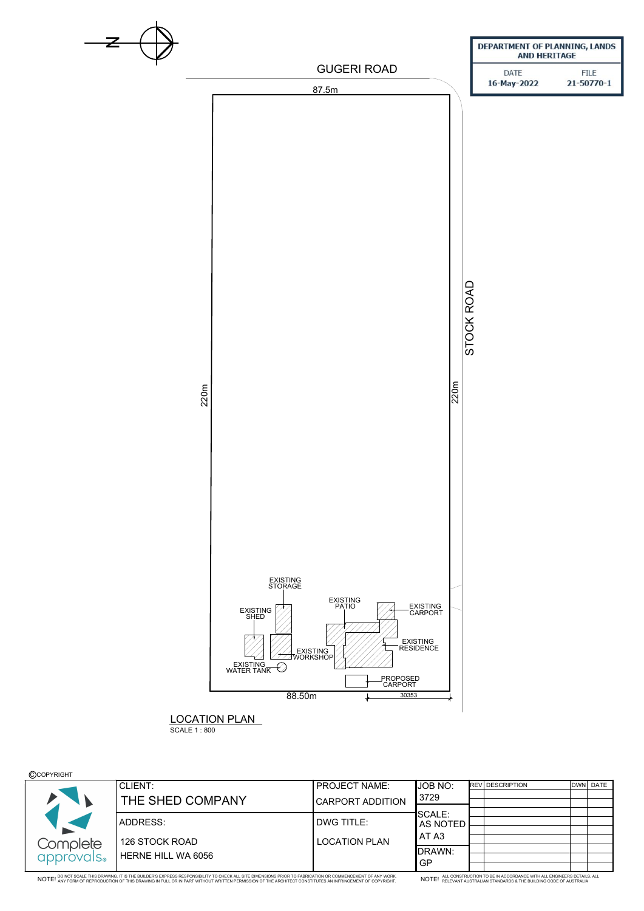DEPARTMENT OF PLANNING, LANDS AND HERITAGE

| DATE | FILE |
|---|---|
| 16-May-2022 | 21-50770-1 |

N

GUGERI ROAD

87.5m

STOCK ROAD

220m

220m

EXISTING STORAGE

EXISTING SHED

EXISTING PATIO

EXISTING CARPORT

EXISTING RESIDENCE

EXISTING WORKSHOP

EXISTING WATER TANK

PROPOSED CARPORT

88.50m

30353

## LOCATION PLAN

SCALE 1 : 800

©COPYRIGHT

| CLIENT: | PROJECT NAME: | JOB NO: |
|---|---|---|
| THE SHED COMPANY | CARPORT ADDITION | 3729 |
| ADDRESS: | DWG TITLE: | SCALE: AS NOTED AT A3 |
| 126 STOCK ROAD HERNE HILL WA 6056 | LOCATION PLAN | DRAWN: GP |

| REV | DESCRIPTION | DWN | DATE |
|---|---|---|---|
| | | | |

Complete approvals®

NOTE! DO NOT SCALE THIS DRAWING. IT IS THE BUILDER'S EXPRESS RESPONSIBILITY TO CHECK ALL SITE DIMENSIONS PRIOR TO FABRICATION OR COMMENCEMENT OF ANY WORK. ANY FORM OF REPRODUCTION OF THIS DRAWING IN FULL OR IN PART WITHOUT WRITTEN PERMISSION OF THE ARCHITECT CONSTITUTES AN INFRINGEMENT OF COPYRIGHT.

NOTE! ALL CONSTRUCTION TO BE IN ACCORDANCE WITH ALL ENGINEERS DETAILS, ALL RELEVANT AUSTRALIAN STANDARDS & THE BUILDING CODE OF AUSTRALIA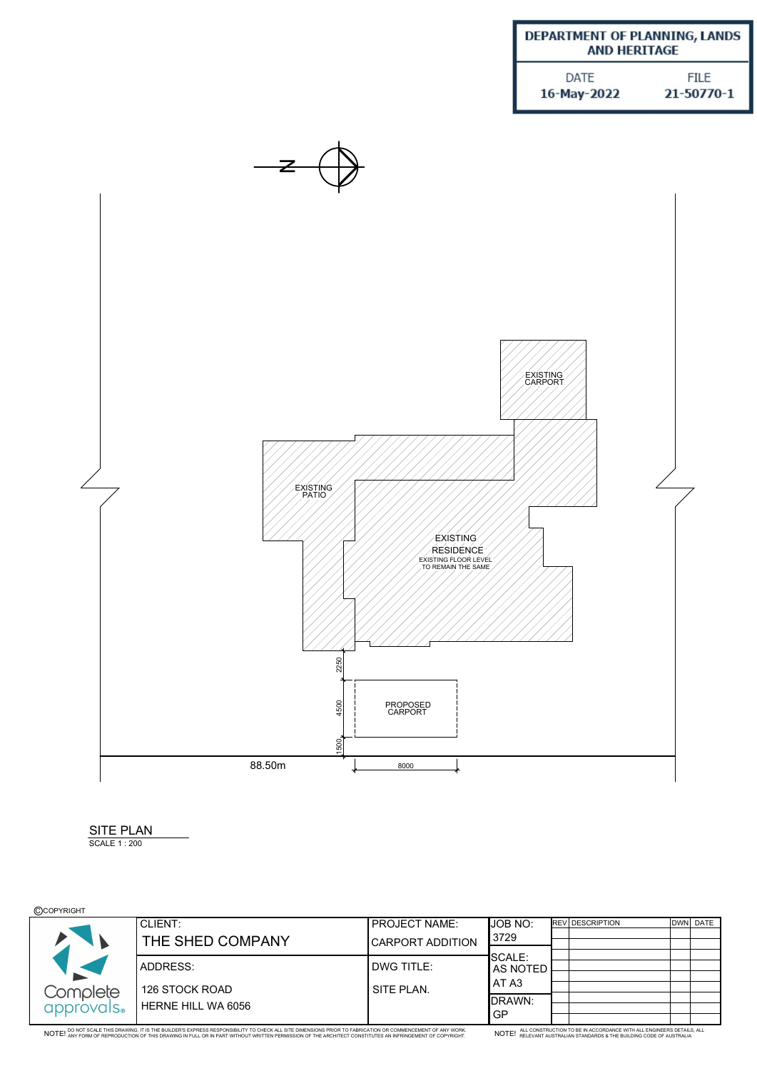| DEPARTMENT OF PLANNING, LANDS AND HERITAGE | |
|---|---|
| DATE | FILE |
| 16-May-2022 | 21-50770-1 |

N

EXISTING CARPORT

EXISTING PATIO

EXISTING RESIDENCE
EXISTING FLOOR LEVEL TO REMAIN THE SAME

PROPOSED CARPORT

2250

4500

1500

88.50m

8000

## SITE PLAN

SCALE 1 : 200

©COPYRIGHT

| CLIENT: | PROJECT NAME: | JOB NO: |
|---|---|---|
| THE SHED COMPANY | CARPORT ADDITION | 3729 |
| ADDRESS: | DWG TITLE: | SCALE: AS NOTED AT A3 |
| 126 STOCK ROAD HERNE HILL WA 6056 | SITE PLAN. | DRAWN: GP |

| REV | DESCRIPTION | DWN | DATE |
|---|---|---|---|
| | | | |

Complete approvals®

NOTE! DO NOT SCALE THIS DRAWING. IT IS THE BUILDER'S EXPRESS RESPONSIBILITY TO CHECK ALL SITE DIMENSIONS PRIOR TO FABRICATION OR COMMENCEMENT OF ANY WORK. ANY FORM OF REPRODUCTION OF THIS DRAWING IN FULL OR IN PART WITHOUT WRITTEN PERMISSION OF THE ARCHITECT CONSTITUTES AN INFRINGEMENT OF COPYRIGHT.

NOTE! ALL CONSTRUCTION TO BE IN ACCORDANCE WITH ALL ENGINEERS DETAILS, ALL RELEVANT AUSTRALIAN STANDARDS & THE BUILDING CODE OF AUSTRALIA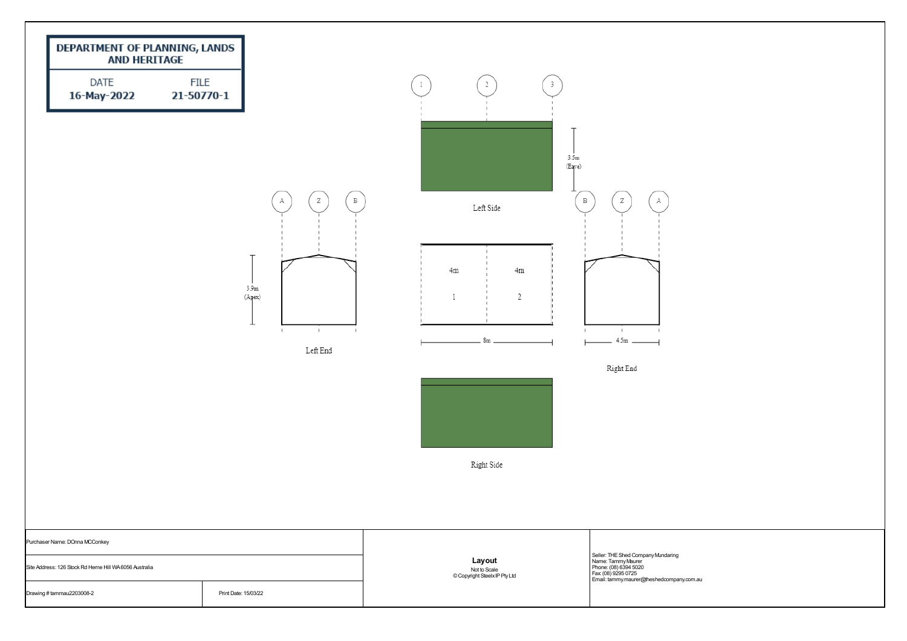**DEPARTMENT OF PLANNING, LANDS AND HERITAGE**

| DATE | FILE |
|---|---|
| 16-May-2022 | 21-50770-1 |

1 2 3

3.5m (Eave)

Left Side

A Z B

3.9m (Apex)

Left End

4m 4m

1 2

8m

B Z A

4.5m

Right End

Right Side

| | | |
|---|---|---|
| Purchaser Name: DOnna MCConkey | **Layout** Not to Scale © Copyright SteelxIP Pty Ltd | Seller: THE Shed Company Mundaring Name: Tammy Maurer Phone: (08) 6394 5020 Fax: (08) 9295 0725 Email: tammy.maurer@theshedcompany.com.au |
| Site Address: 126 Stock Rd Herne Hill WA 6056 Australia | | |
| Drawing # tammau2203008-2 Print Date: 15/03/22 | | |